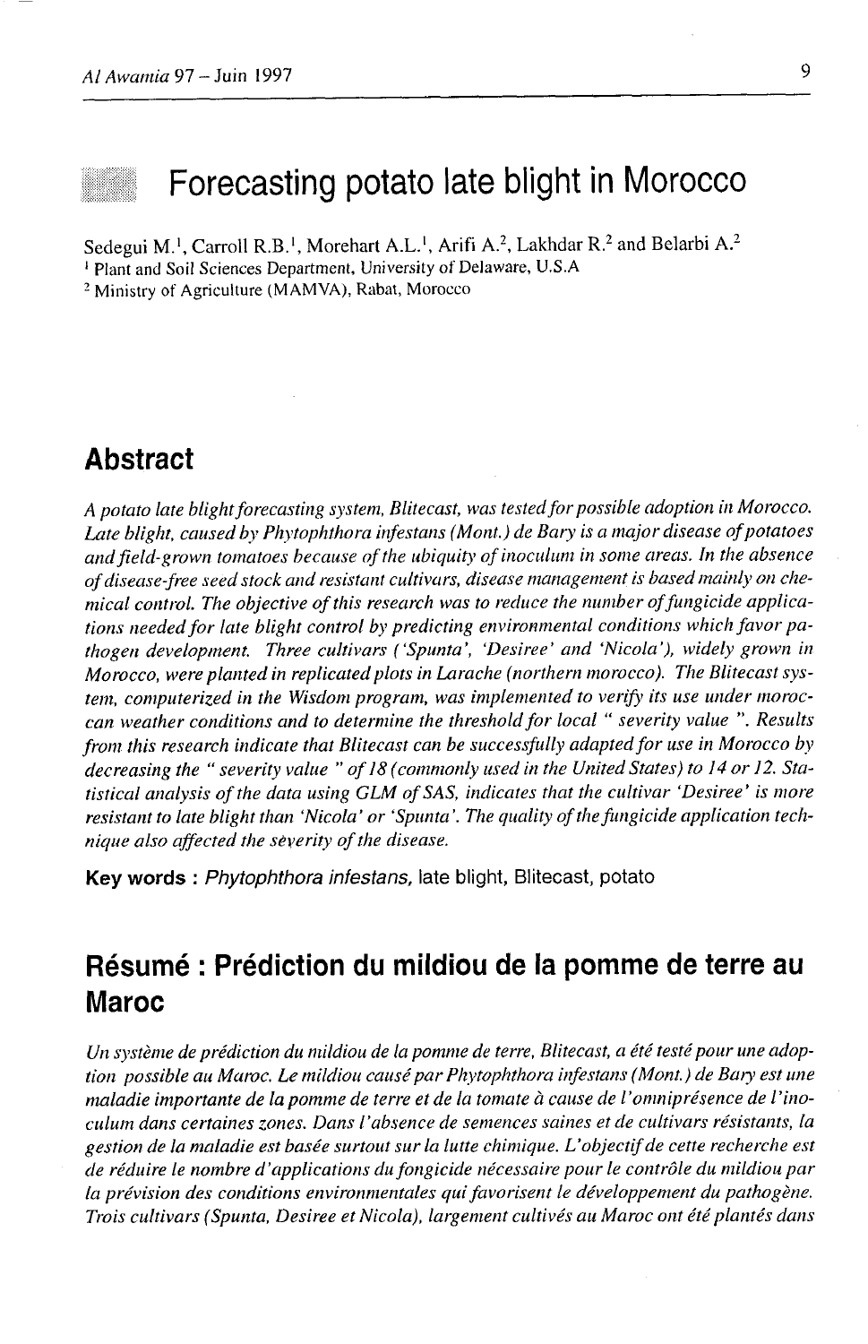# Forecasting potato late blight in Morocco

Sedegui M.[1], Carroll R.B.[1], Morehart A.L.[1], Arifi A.[2], Lakhdar R.[2] and Belarbi A.[2]

[1] Plant and Soil Sciences Department, University of Delaware, U.S.A

[2] Ministry of Agriculture (MAMVA), Rabat, Morocco

## Abstract

*A potato late blight forecasting system, Blitecast, was tested for possible adoption in Morocco. Late blight, caused by Phytophthora infestans (Mont.) de Bary is a major disease of potatoes and field-grown tomatoes because of the ubiquity of inoculum in some areas. In the absence of disease-free seed stock and resistant cultivars, disease management is based mainly on chemical control. The objective of this research was to reduce the number of fungicide applications needed for late blight control by predicting environmental conditions which favor pathogen development. Three cultivars ('Spunta', 'Desiree' and 'Nicola'), widely grown in Morocco, were planted in replicated plots in Larache (northern morocco). The Blitecast system, computerized in the Wisdom program, was implemented to verify its use under moroccan weather conditions and to determine the threshold for local " severity value ". Results from this research indicate that Blitecast can be successfully adapted for use in Morocco by decreasing the " severity value " of 18 (commonly used in the United States) to 14 or 12. Statistical analysis of the data using GLM of SAS, indicates that the cultivar 'Desiree' is more resistant to late blight than 'Nicola' or 'Spunta'. The quality of the fungicide application technique also affected the severity of the disease.*

**Key words :** *Phytophthora infestans*, late blight, Blitecast, potato

## Résumé : Prédiction du mildiou de la pomme de terre au Maroc

*Un système de prédiction du mildiou de la pomme de terre, Blitecast, a été testé pour une adoption possible au Maroc. Le mildiou causé par Phytophthora infestans (Mont.) de Bary est une maladie importante de la pomme de terre et de la tomate à cause de l'omniprésence de l'inoculum dans certaines zones. Dans l'absence de semences saines et de cultivars résistants, la gestion de la maladie est basée surtout sur la lutte chimique. L'objectif de cette recherche est de réduire le nombre d'applications du fongicide nécessaire pour le contrôle du mildiou par la prévision des conditions environnementales qui favorisent le développement du pathogène. Trois cultivars (Spunta, Desiree et Nicola), largement cultivés au Maroc ont été plantés dans*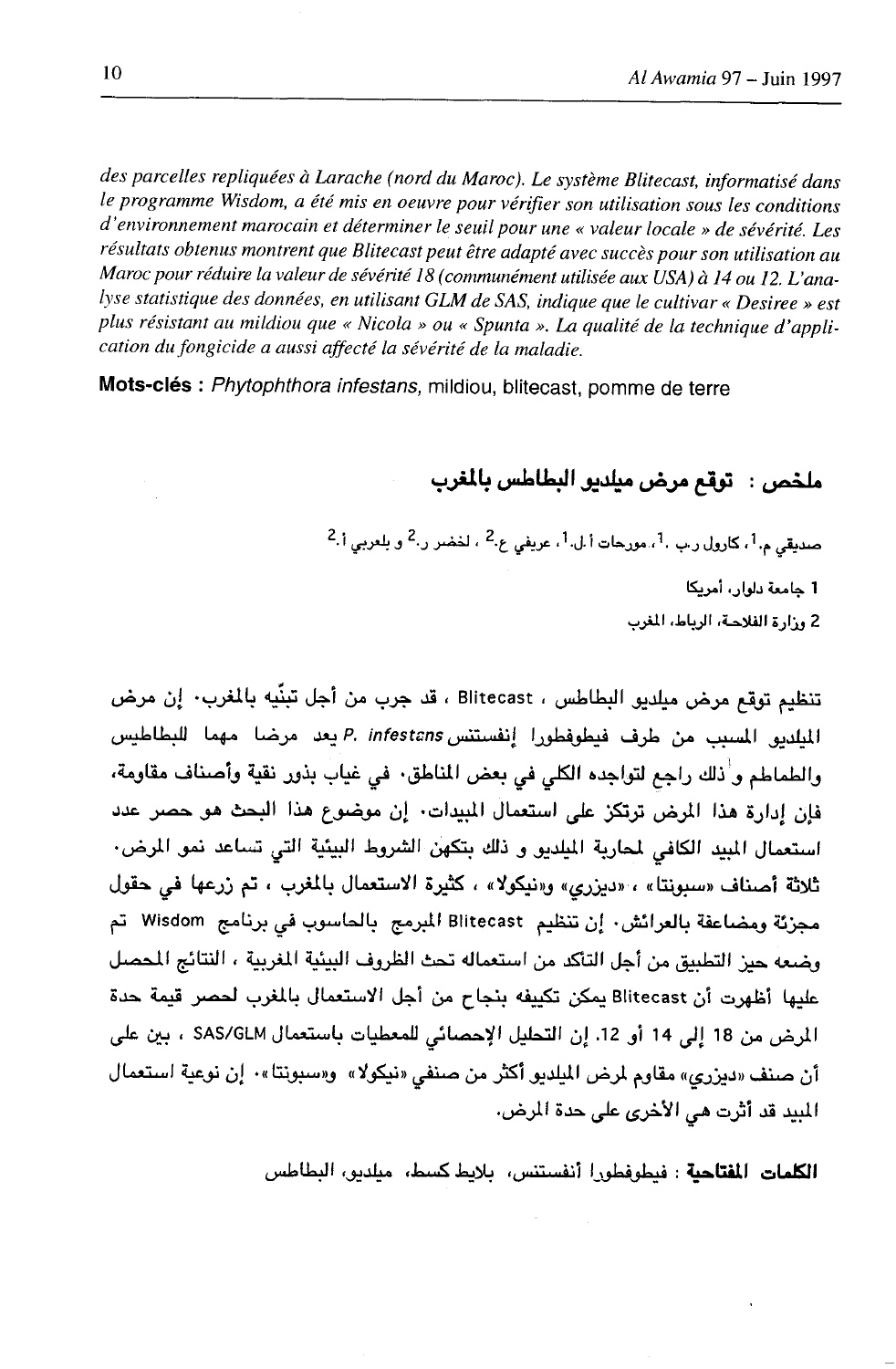*des parcelles repliquées à Larache (nord du Maroc). Le système Blitecast, informatisé dans le programme Wisdom, a été mis en oeuvre pour vérifier son utilisation sous les conditions d'environnement marocain et déterminer le seuil pour une « valeur locale » de sévérité. Les résultats obtenus montrent que Blitecast peut être adapté avec succès pour son utilisation au Maroc pour réduire la valeur de sévérité 18 (communément utilisée aux USA) à 14 ou 12. L'analyse statistique des données, en utilisant GLM de SAS, indique que le cultivar « Desiree » est plus résistant au mildiou que « Nicola » ou « Spunta ». La qualité de la technique d'application du fongicide a aussi affecté la sévérité de la maladie.*

**Mots-clés :** *Phytophthora infestans*, mildiou, blitecast, pomme de terre

## ملخص : توقع مرض ميلديو البطاطس بالمغرب

صديقي م.[1]، كارول ر.ب.[1]، مورحات أ.ل.[1]، عريفي ع.[2]، لخضر ر.[2] و بلعربي أ.[2]

1 جامعة دلوار، أمريكا

2 وزارة الفلاحة، الرباط، المغرب

تنظيم توقع مرض ميلديو البطاطس ، Blitecast ، قد جرب من أجل تبنّيه بالمغرب. إن مرض الميلديو المسبب من طرف فيطوفطورا إنفستنس *P. infestans* يعد مرضا مهما للبطاطيس والطماطم و ذلك راجع لتواجده الكلي في بعض المناطق. في غياب بذور نقية وأصناف مقاومة، فإن إدارة هذا المرض ترتكز على استعمال المبيدات. إن موضوع هذا البحث هو حصر عدد استعمال المبيد الكافي لمحاربة الميلديو و ذلك بتكهن الشروط البيئية التي تساعد نمو المرض. ثلاثة أصناف «سبونتا» ، «ديزري» و«نيكولا» ، كثيرة الاستعمال بالمغرب ، تم زرعها في حقول مجزّئة ومضاعفة بالعرائش. إن تنظيم Blitecast المبرمج بالحاسوب في برنامج Wisdom تم وضعه حيز التطبيق من أجل التأكد من استعماله تحت الظروف البيئية المغربية ، النتائج المحصل عليها أظهرت أن Blitecast يمكن تكييفه بنجاح من أجل الاستعمال بالمغرب لحصر قيمة حدة المرض من 18 إلى 14 أو 12. إن التحليل الإحصائي للمعطيات باستعمال SAS/GLM ، بين على أن صنف «ديزري» مقاوم لمرض الميلديو أكثر من صنفي «نيكولا» و«سبونتا». إن نوعية استعمال المبيد قد أثرت هي الأخرى على حدة المرض.

**الكلمات المفتاحية** : فيطوفطورا أنفستنس، بلايط كسط، ميلديو، البطاطس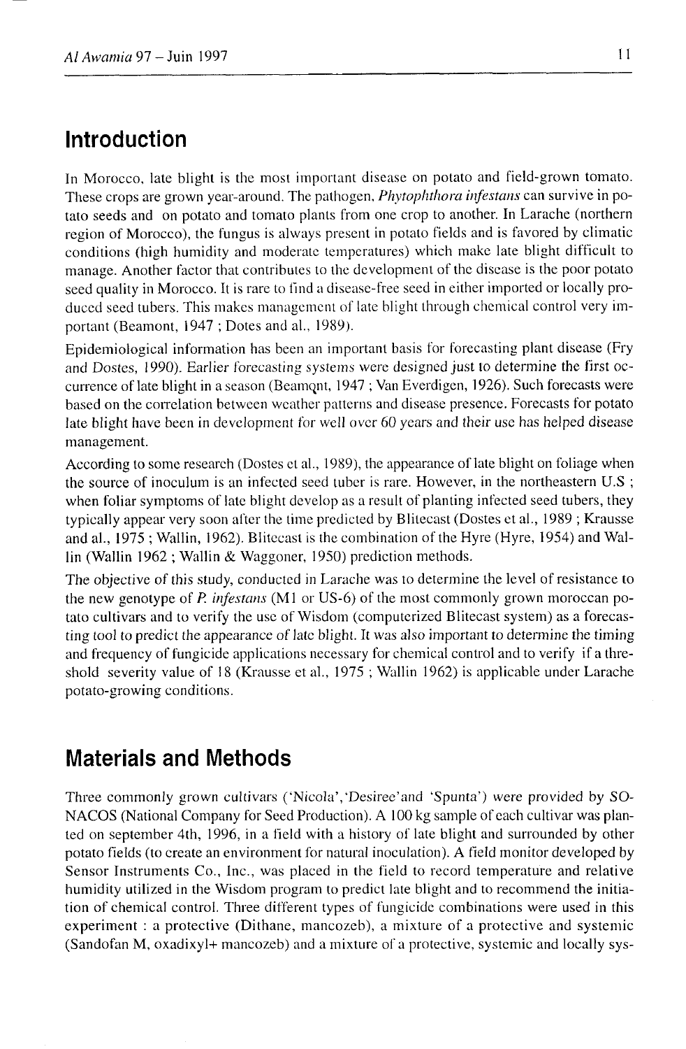## Introduction

In Morocco, late blight is the most important disease on potato and field-grown tomato. These crops are grown year-around. The pathogen, *Phytophthora infestans* can survive in potato seeds and on potato and tomato plants from one crop to another. In Larache (northern region of Morocco), the fungus is always present in potato fields and is favored by climatic conditions (high humidity and moderate temperatures) which make late blight difficult to manage. Another factor that contributes to the development of the disease is the poor potato seed quality in Morocco. It is rare to find a disease-free seed in either imported or locally produced seed tubers. This makes management of late blight through chemical control very important (Beamont, 1947 ; Dotes and al., 1989).

Epidemiological information has been an important basis for forecasting plant disease (Fry and Dostes, 1990). Earlier forecasting systems were designed just to determine the first occurrence of late blight in a season (Beamqnt, 1947 ; Van Everdigen, 1926). Such forecasts were based on the correlation between weather patterns and disease presence. Forecasts for potato late blight have been in development for well over 60 years and their use has helped disease management.

According to some research (Dostes et al., 1989), the appearance of late blight on foliage when the source of inoculum is an infected seed tuber is rare. However, in the northeastern U.S ; when foliar symptoms of late blight develop as a result of planting infected seed tubers, they typically appear very soon after the time predicted by Blitecast (Dostes et al., 1989 ; Krausse and al., 1975 ; Wallin, 1962). Blitecast is the combination of the Hyre (Hyre, 1954) and Wallin (Wallin 1962 ; Wallin & Waggoner, 1950) prediction methods.

The objective of this study, conducted in Larache was to determine the level of resistance to the new genotype of *P. infestans* (M1 or US-6) of the most commonly grown moroccan potato cultivars and to verify the use of Wisdom (computerized Blitecast system) as a forecasting tool to predict the appearance of late blight. It was also important to determine the timing and frequency of fungicide applications necessary for chemical control and to verify if a threshold severity value of 18 (Krausse et al., 1975 ; Wallin 1962) is applicable under Larache potato-growing conditions.

## Materials and Methods

Three commonly grown cultivars ('Nicola','Desiree'and 'Spunta') were provided by SONACOS (National Company for Seed Production). A 100 kg sample of each cultivar was planted on september 4th, 1996, in a field with a history of late blight and surrounded by other potato fields (to create an environment for natural inoculation). A field monitor developed by Sensor Instruments Co., Inc., was placed in the field to record temperature and relative humidity utilized in the Wisdom program to predict late blight and to recommend the initiation of chemical control. Three different types of fungicide combinations were used in this experiment : a protective (Dithane, mancozeb), a mixture of a protective and systemic (Sandofan M, oxadixyl+ mancozeb) and a mixture of a protective, systemic and locally sys-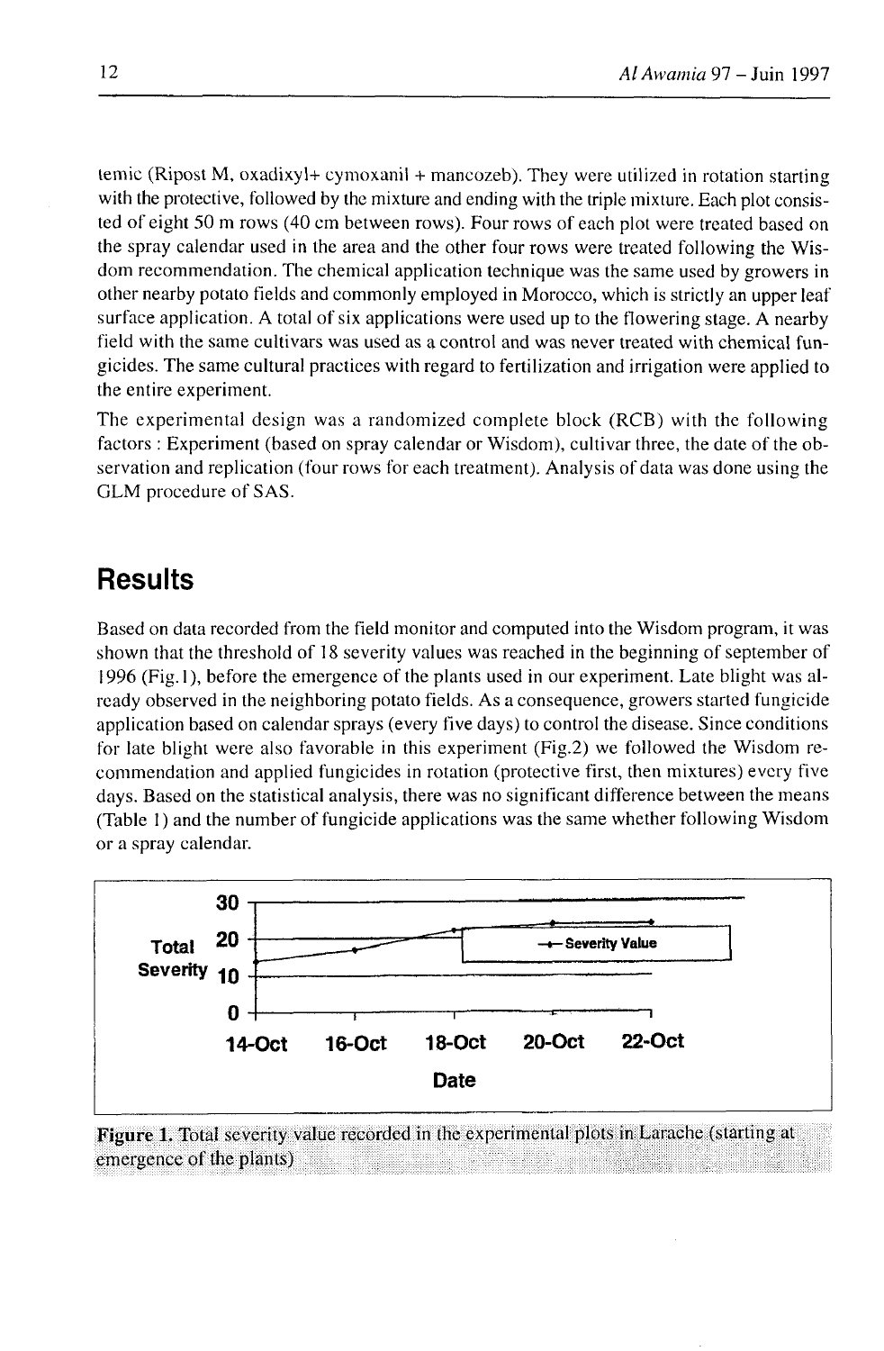temic (Ripost M, oxadixyl+ cymoxanil + mancozeb). They were utilized in rotation starting with the protective, followed by the mixture and ending with the triple mixture. Each plot consisted of eight 50 m rows (40 cm between rows). Four rows of each plot were treated based on the spray calendar used in the area and the other four rows were treated following the Wisdom recommendation. The chemical application technique was the same used by growers in other nearby potato fields and commonly employed in Morocco, which is strictly an upper leaf surface application. A total of six applications were used up to the flowering stage. A nearby field with the same cultivars was used as a control and was never treated with chemical fungicides. The same cultural practices with regard to fertilization and irrigation were applied to the entire experiment.

The experimental design was a randomized complete block (RCB) with the following factors : Experiment (based on spray calendar or Wisdom), cultivar three, the date of the observation and replication (four rows for each treatment). Analysis of data was done using the GLM procedure of SAS.

## Results

Based on data recorded from the field monitor and computed into the Wisdom program, it was shown that the threshold of 18 severity values was reached in the beginning of september of 1996 (Fig.1), before the emergence of the plants used in our experiment. Late blight was already observed in the neighboring potato fields. As a consequence, growers started fungicide application based on calendar sprays (every five days) to control the disease. Since conditions for late blight were also favorable in this experiment (Fig.2) we followed the Wisdom recommendation and applied fungicides in rotation (protective first, then mixtures) every five days. Based on the statistical analysis, there was no significant difference between the means (Table 1) and the number of fungicide applications was the same whether following Wisdom or a spray calendar.

**Figure 1.** Total severity value recorded in the experimental plots in Larache (starting at emergence of the plants)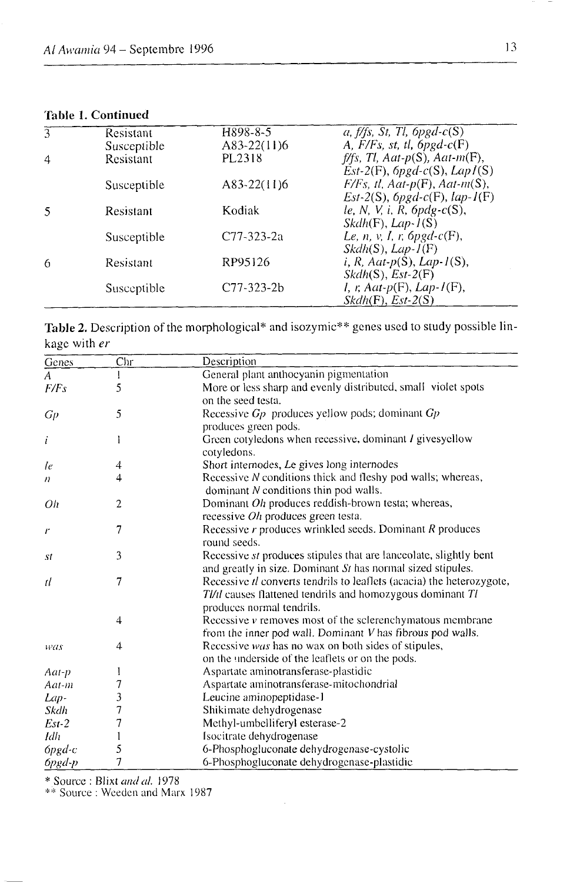**Table 1. Continued**

| | | | |
|---|---|---|---|
| 3 | Resistant | H898-8-5 | *a, f/fs, St, Tl, 6pgd-c*(S) |
| | Susceptible | A83-22(11)6 | *A, F/Fs, st, tl, 6pgd-c*(F) |
| 4 | Resistant | PL2318 | *f/fs, Tl, Aat-p*(S), *Aat-m*(F), *Est-2*(F), *6pgd-c*(S), *Lap1*(S) |
| | Susceptible | A83-22(11)6 | *F/Fs, tl, Aat-p*(F), *Aat-m*(S), *Est-2*(S), *6pgd-c*(F), *lap-1*(F) |
| 5 | Resistant | Kodiak | *le, N, V, i, R, 6pdg-c*(S), *Skdh*(F), *Lap-1*(S) |
| | Susceptible | C77-323-2a | *Le, n, v, I, r, 6pgd-c*(F), *Skdh*(S), *Lap-1*(F) |
| 6 | Resistant | RP95126 | *i, R, Aat-p*(S), *Lap-1*(S), *Skdh*(S), *Est-2*(F) |
| | Susceptible | C77-323-2b | *I, r, Aat-p*(F), *Lap-1*(F), *Skdh*(F), *Est-2*(S) |

**Table 2.** Description of the morphological* and isozymic** genes used to study possible linkage with *er*

| Genes | Chr | Description |
|---|---|---|
| *A* | 1 | General plant anthocyanin pigmentation |
| *F/Fs* | 5 | More or less sharp and evenly distributed, small violet spots on the seed testa. |
| *Gp* | 5 | Recessive *Gp* produces yellow pods; dominant *Gp* produces green pods. |
| *i* | 1 | Green cotyledons when recessive, dominant *I* givesyellow cotyledons. |
| *le* | 4 | Short internodes, *Le* gives long internodes |
| *n* | 4 | Recessive *N* conditions thick and fleshy pod walls; whereas, dominant *N* conditions thin pod walls. |
| *Oh* | 2 | Dominant *Oh* produces reddish-brown testa; whereas, recessive *Oh* produces green testa. |
| *r* | 7 | Recessive *r* produces wrinkled seeds. Dominant *R* produces round seeds. |
| *st* | 3 | Recessive *st* produces stipules that are lanceolate, slightly bent and greatly in size. Dominant *St* has normal sized stipules. |
| *tl* | 7 | Recessive *tl* converts tendrils to leaflets (acacia) the heterozygote, *Tl/tl* causes flattened tendrils and homozygous dominant *Tl* produces normal tendrils. |
| | 4 | Recessive *v* removes most of the sclerenchymatous membrane from the inner pod wall. Dominant *V* has fibrous pod walls. |
| *was* | 4 | Recessive *was* has no wax on both sides of stipules, on the underside of the leaflets or on the pods. |
| *Aat-p* | 1 | Aspartate aminotransferase-plastidic |
| *Aat-m* | 7 | Aspartate aminotransferase-mitochondrial |
| *Lap-* | 3 | Leucine aminopeptidase-1 |
| *Skdh* | 7 | Shikimate dehydrogenase |
| *Est-2* | 7 | Methyl-umbelliferyl esterase-2 |
| *Idh* | 1 | Isocitrate dehydrogenase |
| *6pgd-c* | 5 | 6-Phosphogluconate dehydrogenase-cystolic |
| *6pgd-p* | 7 | 6-Phosphogluconate dehydrogenase-plastidic |

\* Source : Blixt *and al.* 1978

\*\* Source : Weeden and Marx 1987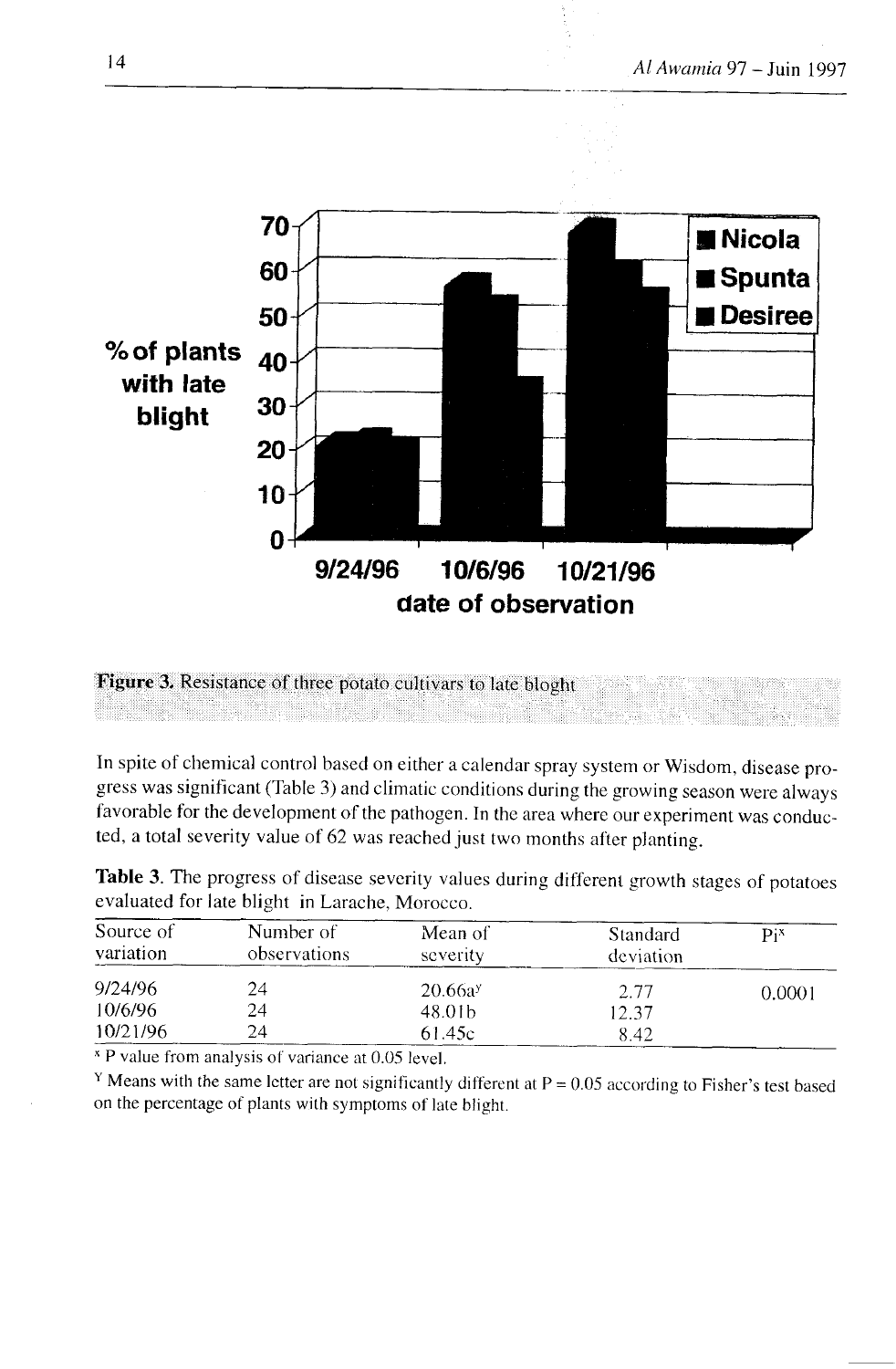Figure 3. Resistance of three potato cultivars to late bloght

In spite of chemical control based on either a calendar spray system or Wisdom, disease progress was significant (Table 3) and climatic conditions during the growing season were always favorable for the development of the pathogen. In the area where our experiment was conducted, a total severity value of 62 was reached just two months after planting.

**Table 3.** The progress of disease severity values during different growth stages of potatoes evaluated for late blight in Larache, Morocco.

| Source of variation | Number of observations | Mean of severity | Standard deviation | Pi[x] |
|---|---|---|---|---|
| 9/24/96 | 24 | 20.66a[y] | 2.77 | 0.0001 |
| 10/6/96 | 24 | 48.01b | 12.37 | |
| 10/21/96 | 24 | 61.45c | 8.42 | |

[x] P value from analysis of variance at 0.05 level.

[Y] Means with the same letter are not significantly different at P = 0.05 according to Fisher's test based on the percentage of plants with symptoms of late blight.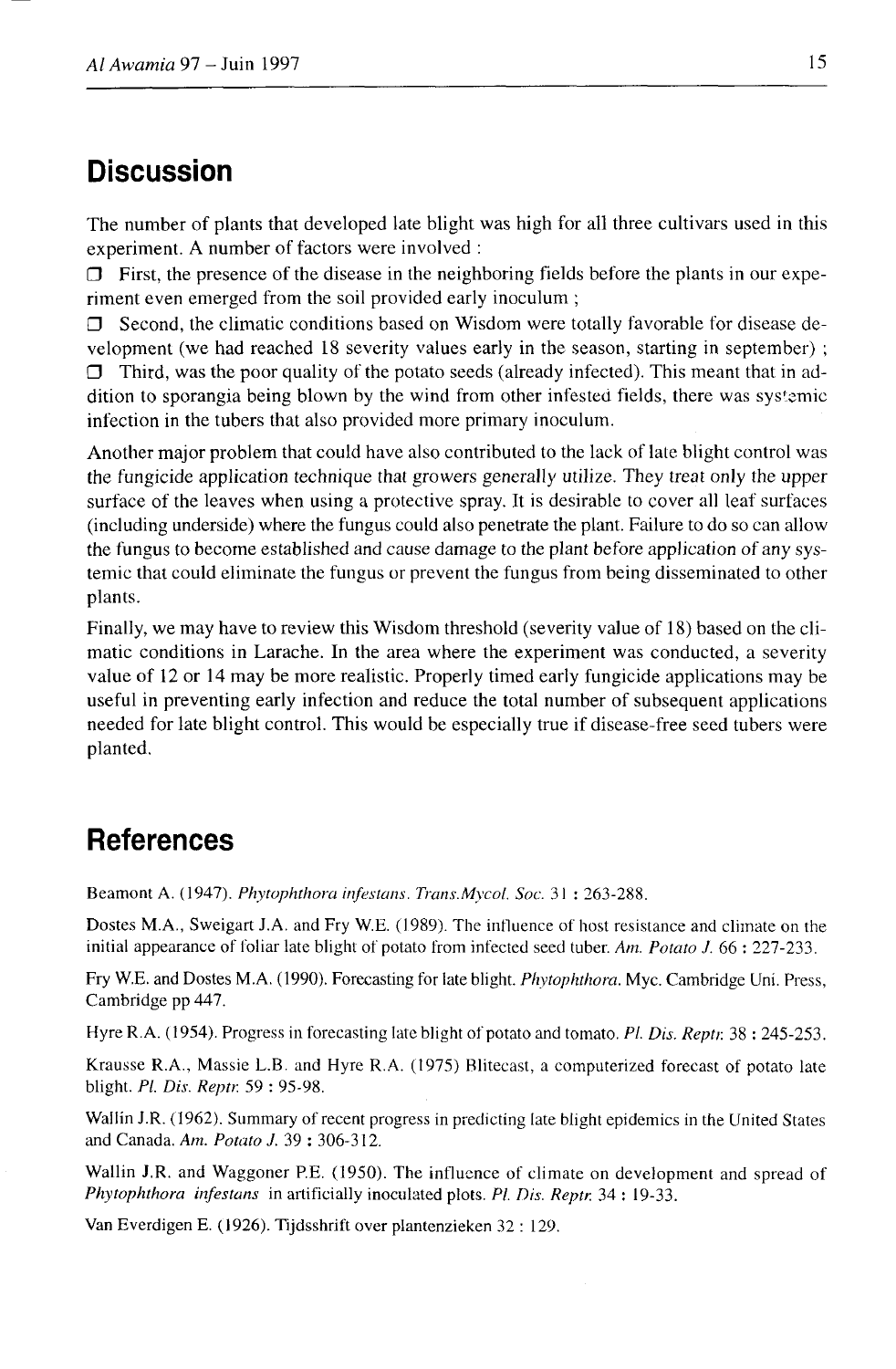## Discussion

The number of plants that developed late blight was high for all three cultivars used in this experiment. A number of factors were involved :

- First, the presence of the disease in the neighboring fields before the plants in our experiment even emerged from the soil provided early inoculum ;
- Second, the climatic conditions based on Wisdom were totally favorable for disease development (we had reached 18 severity values early in the season, starting in september) ;
- Third, was the poor quality of the potato seeds (already infected). This meant that in addition to sporangia being blown by the wind from other infested fields, there was systemic infection in the tubers that also provided more primary inoculum.

Another major problem that could have also contributed to the lack of late blight control was the fungicide application technique that growers generally utilize. They treat only the upper surface of the leaves when using a protective spray. It is desirable to cover all leaf surfaces (including underside) where the fungus could also penetrate the plant. Failure to do so can allow the fungus to become established and cause damage to the plant before application of any systemic that could eliminate the fungus or prevent the fungus from being disseminated to other plants.

Finally, we may have to review this Wisdom threshold (severity value of 18) based on the climatic conditions in Larache. In the area where the experiment was conducted, a severity value of 12 or 14 may be more realistic. Properly timed early fungicide applications may be useful in preventing early infection and reduce the total number of subsequent applications needed for late blight control. This would be especially true if disease-free seed tubers were planted.

## References

Beamont A. (1947). *Phytophthora infestans*. *Trans.Mycol. Soc.* 31 : 263-288.

Dostes M.A., Sweigart J.A. and Fry W.E. (1989). The influence of host resistance and climate on the initial appearance of foliar late blight of potato from infected seed tuber. *Am. Potato J.* 66 : 227-233.

Fry W.E. and Dostes M.A. (1990). Forecasting for late blight. *Phytophthora*. Myc. Cambridge Uni. Press, Cambridge pp 447.

Hyre R.A. (1954). Progress in forecasting late blight of potato and tomato. *Pl. Dis. Reptr.* 38 : 245-253.

Krausse R.A., Massie L.B. and Hyre R.A. (1975) Blitecast, a computerized forecast of potato late blight. *Pl. Dis. Reptr.* 59 : 95-98.

Wallin J.R. (1962). Summary of recent progress in predicting late blight epidemics in the United States and Canada. *Am. Potato J.* 39 : 306-312.

Wallin J.R. and Waggoner P.E. (1950). The influence of climate on development and spread of *Phytophthora infestans* in artificially inoculated plots. *Pl. Dis. Reptr.* 34 : 19-33.

Van Everdigen E. (1926). Tijdsshrift over plantenzieken 32 : 129.